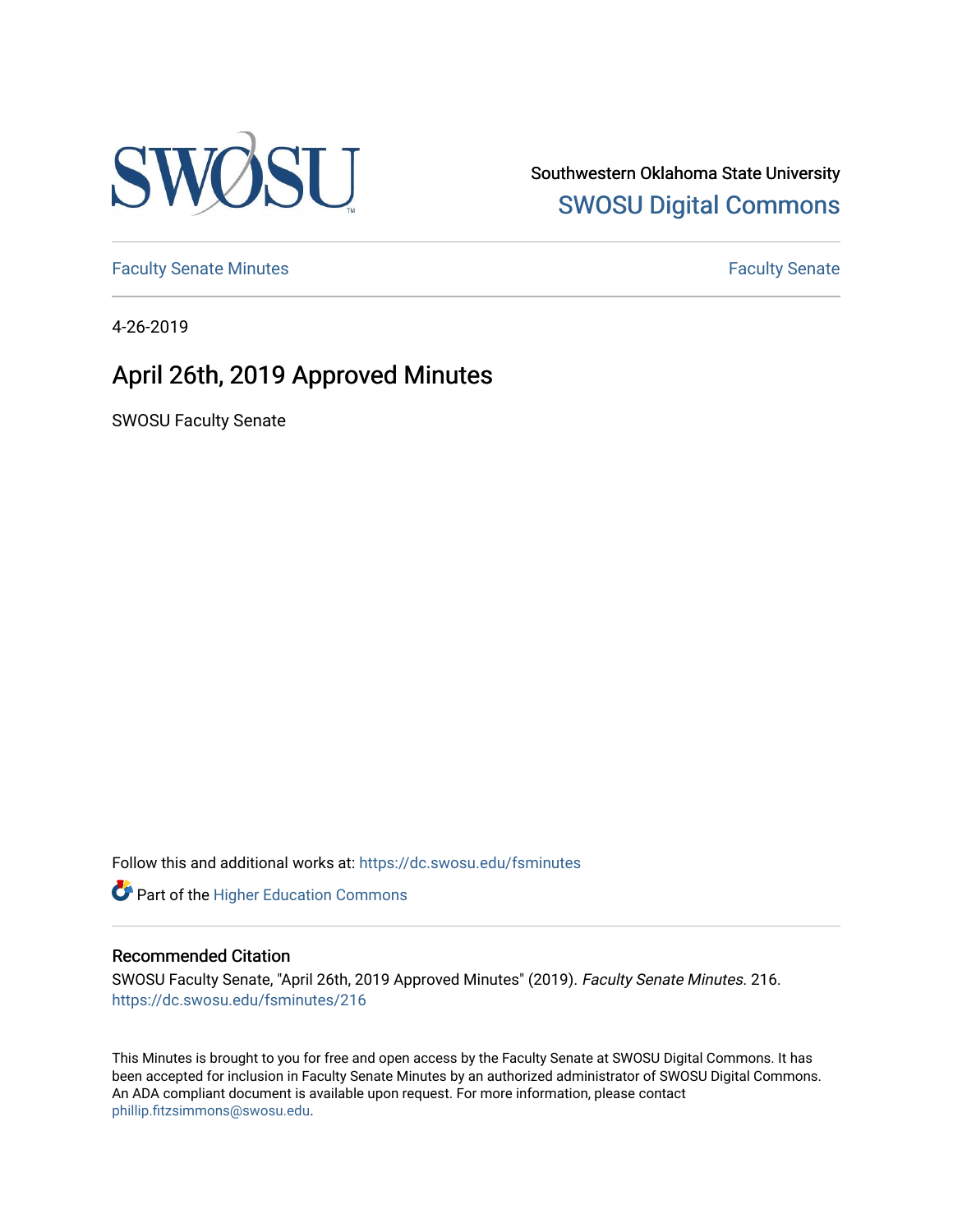Southwestern Oklahoma State University
SWOSU Digital Commons

Faculty Senate Minutes | Faculty Senate

4-26-2019

# April 26th, 2019 Approved Minutes

SWOSU Faculty Senate

Follow this and additional works at: https://dc.swosu.edu/fsminutes

Part of the Higher Education Commons

### Recommended Citation

SWOSU Faculty Senate, "April 26th, 2019 Approved Minutes" (2019). *Faculty Senate Minutes*. 216.
https://dc.swosu.edu/fsminutes/216

This Minutes is brought to you for free and open access by the Faculty Senate at SWOSU Digital Commons. It has been accepted for inclusion in Faculty Senate Minutes by an authorized administrator of SWOSU Digital Commons. An ADA compliant document is available upon request. For more information, please contact phillip.fitzsimmons@swosu.edu.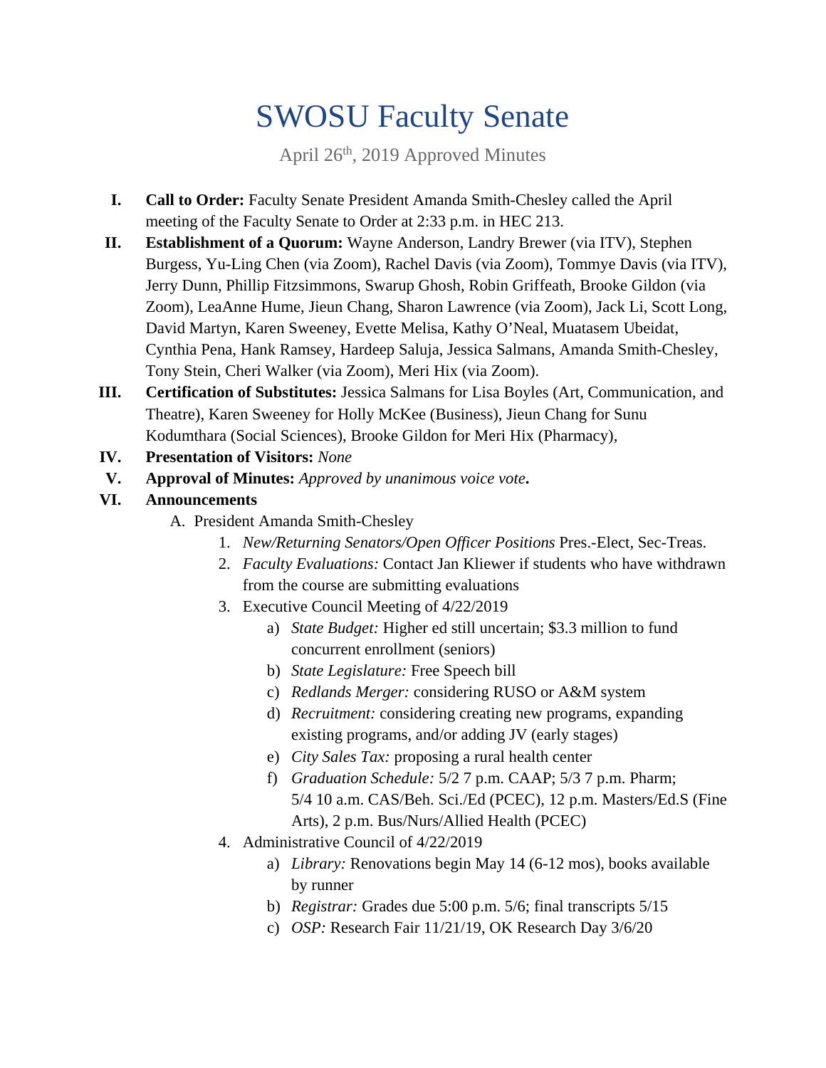# SWOSU Faculty Senate

April 26th, 2019 Approved Minutes

I. **Call to Order:** Faculty Senate President Amanda Smith-Chesley called the April meeting of the Faculty Senate to Order at 2:33 p.m. in HEC 213.

II. **Establishment of a Quorum:** Wayne Anderson, Landry Brewer (via ITV), Stephen Burgess, Yu-Ling Chen (via Zoom), Rachel Davis (via Zoom), Tommye Davis (via ITV), Jerry Dunn, Phillip Fitzsimmons, Swarup Ghosh, Robin Griffeath, Brooke Gildon (via Zoom), LeaAnne Hume, Jieun Chang, Sharon Lawrence (via Zoom), Jack Li, Scott Long, David Martyn, Karen Sweeney, Evette Melisa, Kathy O'Neal, Muatasem Ubeidat, Cynthia Pena, Hank Ramsey, Hardeep Saluja, Jessica Salmans, Amanda Smith-Chesley, Tony Stein, Cheri Walker (via Zoom), Meri Hix (via Zoom).

III. **Certification of Substitutes:** Jessica Salmans for Lisa Boyles (Art, Communication, and Theatre), Karen Sweeney for Holly McKee (Business), Jieun Chang for Sunu Kodumthara (Social Sciences), Brooke Gildon for Meri Hix (Pharmacy),

IV. **Presentation of Visitors:** *None*

V. **Approval of Minutes:** *Approved by unanimous voice vote*.

VI. **Announcements**

A. President Amanda Smith-Chesley

1. *New/Returning Senators/Open Officer Positions* Pres.-Elect, Sec-Treas.
2. *Faculty Evaluations:* Contact Jan Kliewer if students who have withdrawn from the course are submitting evaluations
3. Executive Council Meeting of 4/22/2019
    a) *State Budget:* Higher ed still uncertain; $3.3 million to fund concurrent enrollment (seniors)
    b) *State Legislature:* Free Speech bill
    c) *Redlands Merger:* considering RUSO or A&M system
    d) *Recruitment:* considering creating new programs, expanding existing programs, and/or adding JV (early stages)
    e) *City Sales Tax:* proposing a rural health center
    f) *Graduation Schedule:* 5/2 7 p.m. CAAP; 5/3 7 p.m. Pharm; 5/4 10 a.m. CAS/Beh. Sci./Ed (PCEC), 12 p.m. Masters/Ed.S (Fine Arts), 2 p.m. Bus/Nurs/Allied Health (PCEC)
4. Administrative Council of 4/22/2019
    a) *Library:* Renovations begin May 14 (6-12 mos), books available by runner
    b) *Registrar:* Grades due 5:00 p.m. 5/6; final transcripts 5/15
    c) *OSP:* Research Fair 11/21/19, OK Research Day 3/6/20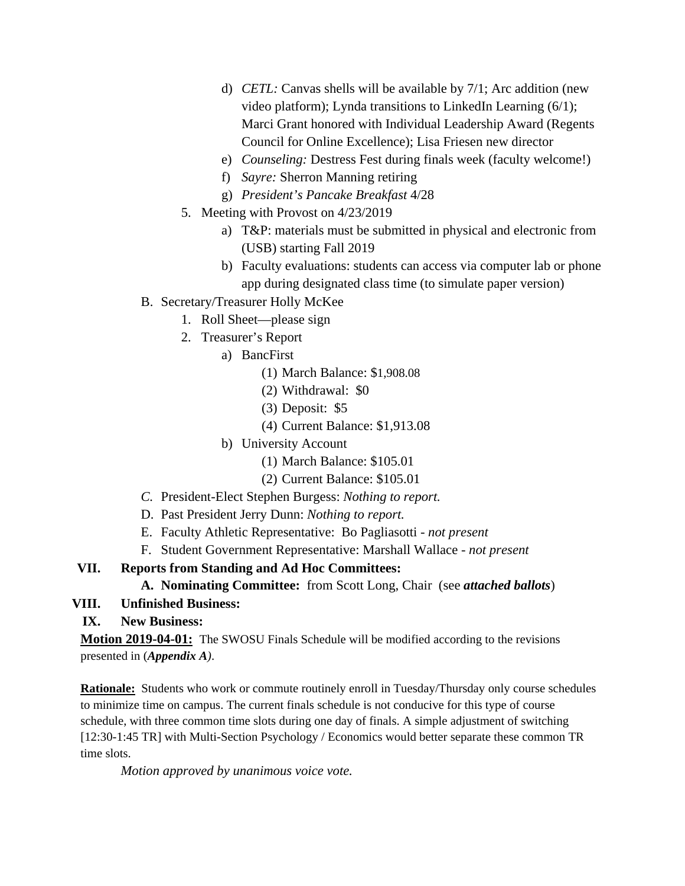d) *CETL:* Canvas shells will be available by 7/1; Arc addition (new video platform); Lynda transitions to LinkedIn Learning (6/1); Marci Grant honored with Individual Leadership Award (Regents Council for Online Excellence); Lisa Friesen new director

e) *Counseling:* Destress Fest during finals week (faculty welcome!)

f) *Sayre:* Sherron Manning retiring

g) *President's Pancake Breakfast* 4/28

5. Meeting with Provost on 4/23/2019

   a) T&P: materials must be submitted in physical and electronic from (USB) starting Fall 2019

   b) Faculty evaluations: students can access via computer lab or phone app during designated class time (to simulate paper version)

B. Secretary/Treasurer Holly McKee

   1. Roll Sheet—please sign

   2. Treasurer's Report

      a) BancFirst

         (1) March Balance: $1,908.08

         (2) Withdrawal: $0

         (3) Deposit: $5

         (4) Current Balance: $1,913.08

      b) University Account

         (1) March Balance: $105.01

         (2) Current Balance: $105.01

*C.* President-Elect Stephen Burgess: *Nothing to report.*

D. Past President Jerry Dunn: *Nothing to report.*

E. Faculty Athletic Representative: Bo Pagliasotti - *not present*

F. Student Government Representative: Marshall Wallace - *not present*

**VII. Reports from Standing and Ad Hoc Committees:**

**A. Nominating Committee:** from Scott Long, Chair (see ***attached ballots***)

**VIII. Unfinished Business:**

**IX. New Business:**

**Motion 2019-04-01:** The SWOSU Finals Schedule will be modified according to the revisions presented in (***Appendix A***).

**Rationale:** Students who work or commute routinely enroll in Tuesday/Thursday only course schedules to minimize time on campus. The current finals schedule is not conducive for this type of course schedule, with three common time slots during one day of finals. A simple adjustment of switching [12:30-1:45 TR] with Multi-Section Psychology / Economics would better separate these common TR time slots.

*Motion approved by unanimous voice vote.*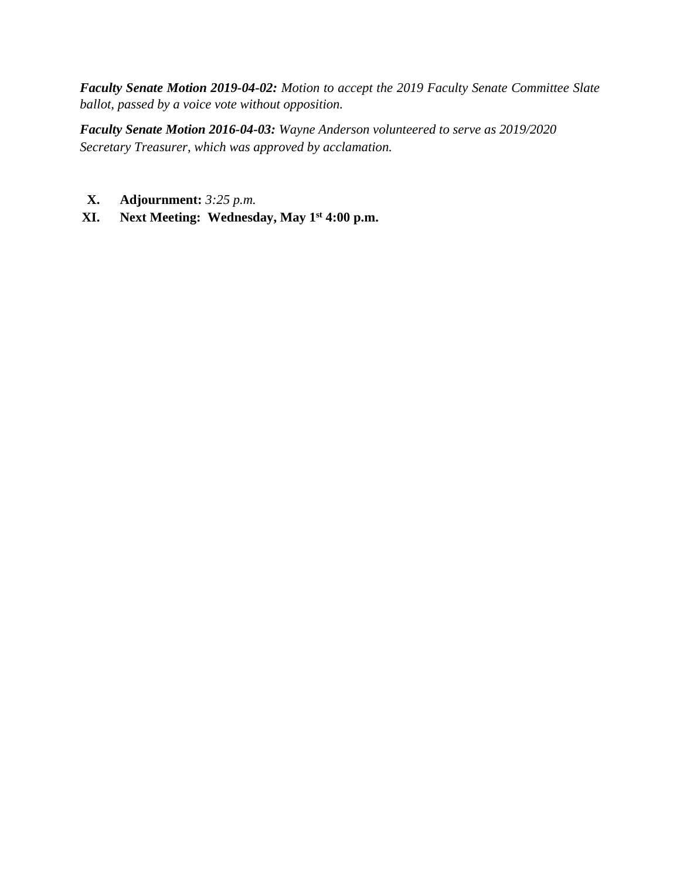***Faculty Senate Motion 2019-04-02:*** *Motion to accept the 2019 Faculty Senate Committee Slate ballot, passed by a voice vote without opposition.*

***Faculty Senate Motion 2016-04-03:*** *Wayne Anderson volunteered to serve as 2019/2020 Secretary Treasurer, which was approved by acclamation.*

X. **Adjournment:** *3:25 p.m.*

XI. **Next Meeting: Wednesday, May 1st 4:00 p.m.**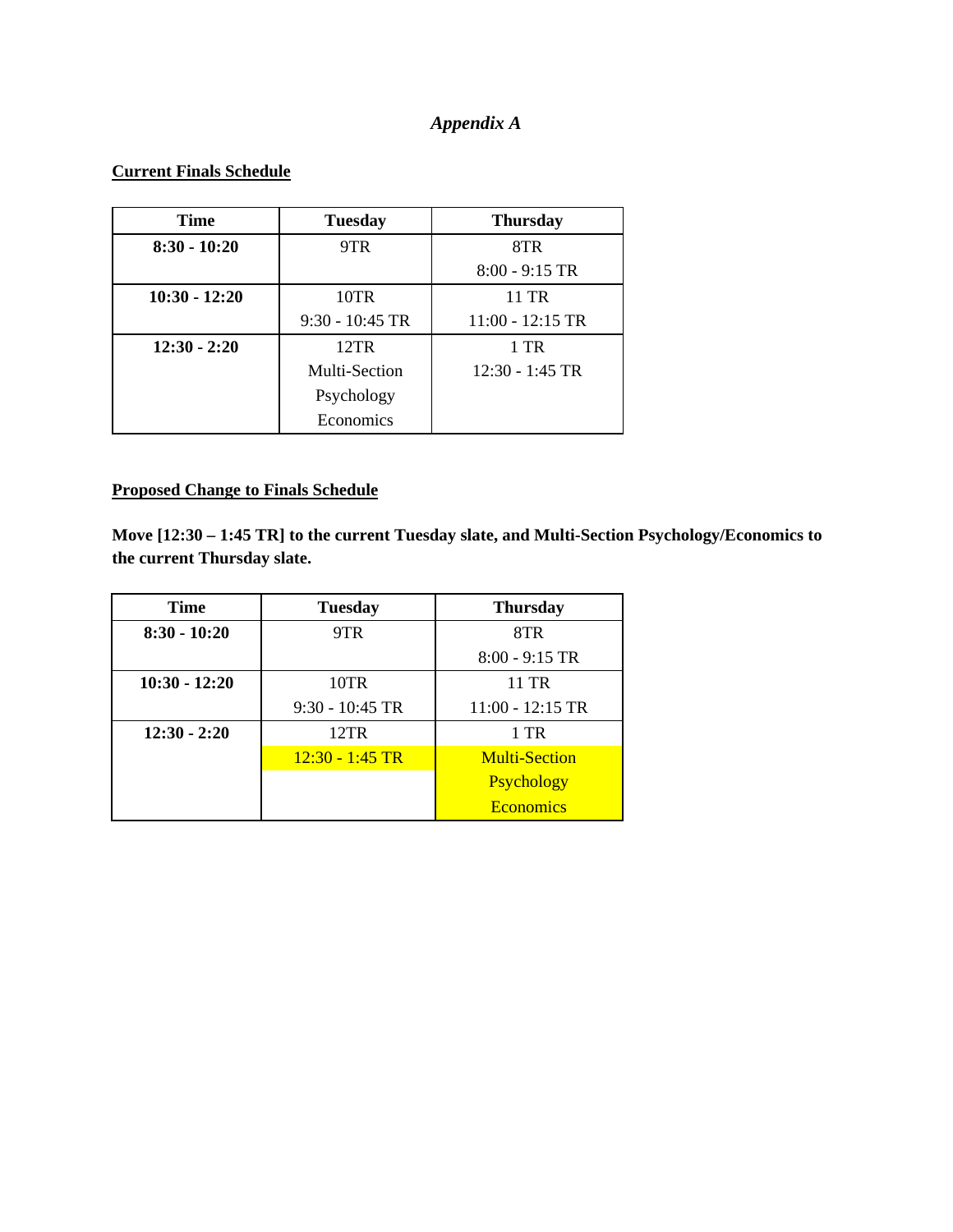*Appendix A*

**Current Finals Schedule**

| Time | Tuesday | Thursday |
|---|---|---|
| **8:30 - 10:20** | 9TR | 8TR<br>8:00 - 9:15 TR |
| **10:30 - 12:20** | 10TR<br>9:30 - 10:45 TR | 11 TR<br>11:00 - 12:15 TR |
| **12:30 - 2:20** | 12TR<br>Multi-Section<br>Psychology<br>Economics | 1 TR<br>12:30 - 1:45 TR |

**Proposed Change to Finals Schedule**

**Move [12:30 – 1:45 TR] to the current Tuesday slate, and Multi-Section Psychology/Economics to the current Thursday slate.**

| Time | Tuesday | Thursday |
|---|---|---|
| **8:30 - 10:20** | 9TR | 8TR<br>8:00 - 9:15 TR |
| **10:30 - 12:20** | 10TR<br>9:30 - 10:45 TR | 11 TR<br>11:00 - 12:15 TR |
| **12:30 - 2:20** | 12TR<br>12:30 - 1:45 TR | 1 TR<br>Multi-Section<br>Psychology<br>Economics |